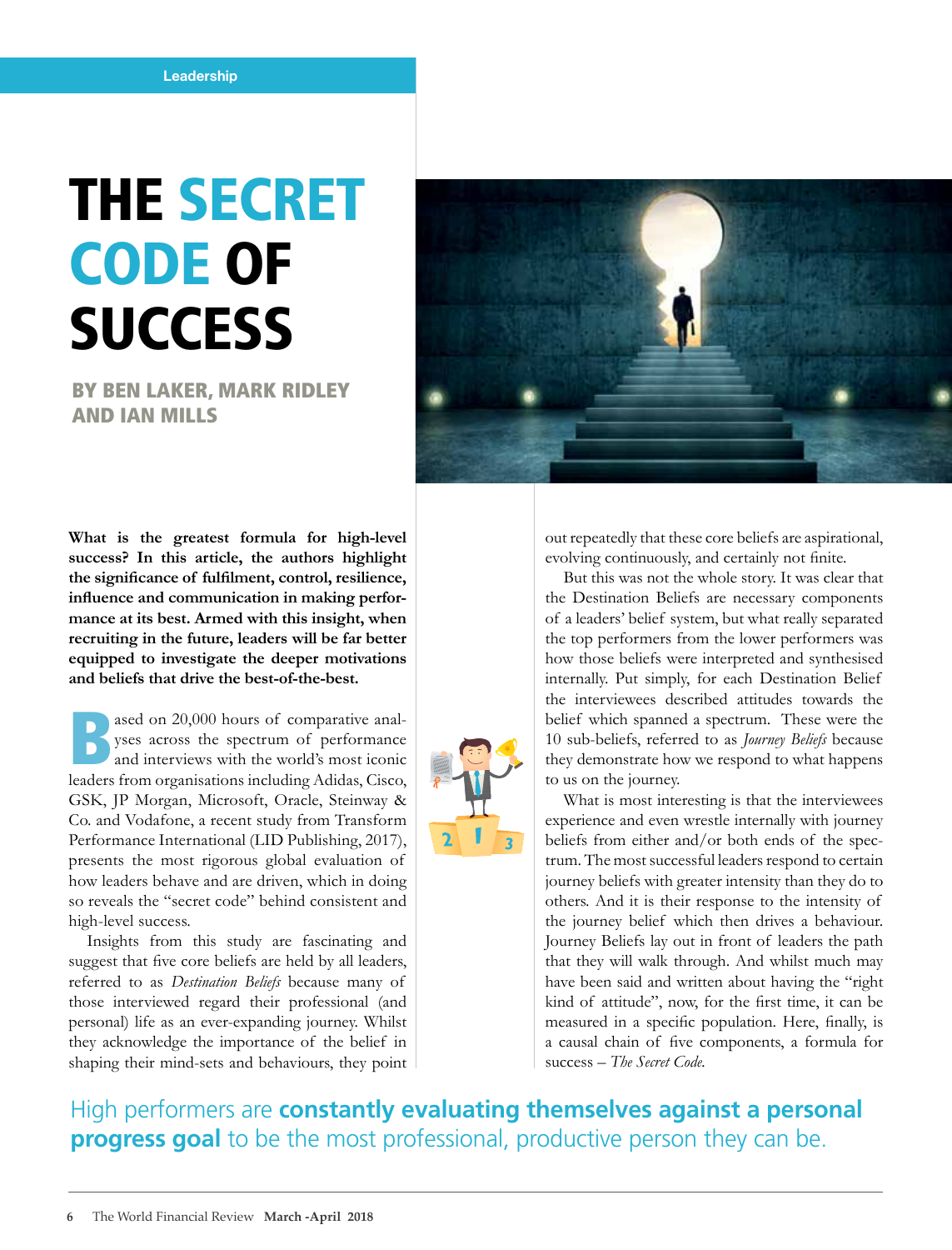Leadership

# THE SECRET CODE OF SUCCESS

### BY BEN LAKER, MARK RIDLEY AND IAN MILLS

**What is the greatest formula for high-level success? In this article, the authors highlight the significance of fulfilment, control, resilience, influence and communication in making performance at its best. Armed with this insight, when recruiting in the future, leaders will be far better equipped to investigate the deeper motivations and beliefs that drive the best-of-the-best.**

Based on 20,000 hours of comparative analyses across the spectrum of performance and interviews with the world's most iconic leaders from organisations including Adidas, Cisco, GSK, JP Morgan, Microsoft, Oracle, Steinway & Co. and Vodafone, a recent study from Transform Performance International (LID Publishing, 2017), presents the most rigorous global evaluation of how leaders behave and are driven, which in doing so reveals the "secret code" behind consistent and high-level success.

Insights from this study are fascinating and suggest that five core beliefs are held by all leaders, referred to as *Destination Beliefs* because many of those interviewed regard their professional (and personal) life as an ever-expanding journey. Whilst they acknowledge the importance of the belief in shaping their mind-sets and behaviours, they point out repeatedly that these core beliefs are aspirational, evolving continuously, and certainly not finite.

But this was not the whole story. It was clear that the Destination Beliefs are necessary components of a leaders' belief system, but what really separated the top performers from the lower performers was how those beliefs were interpreted and synthesised internally. Put simply, for each Destination Belief the interviewees described attitudes towards the belief which spanned a spectrum. These were the 10 sub-beliefs, referred to as *Journey Beliefs* because they demonstrate how we respond to what happens to us on the journey.

What is most interesting is that the interviewees experience and even wrestle internally with journey beliefs from either and/or both ends of the spectrum. The most successful leaders respond to certain journey beliefs with greater intensity than they do to others. And it is their response to the intensity of the journey belief which then drives a behaviour. Journey Beliefs lay out in front of leaders the path that they will walk through. And whilst much may have been said and written about having the "right kind of attitude", now, for the first time, it can be measured in a specific population. Here, finally, is a causal chain of five components, a formula for success – *The Secret Code.*

> High performers are **constantly evaluating themselves against a personal progress goal** to be the most professional, productive person they can be.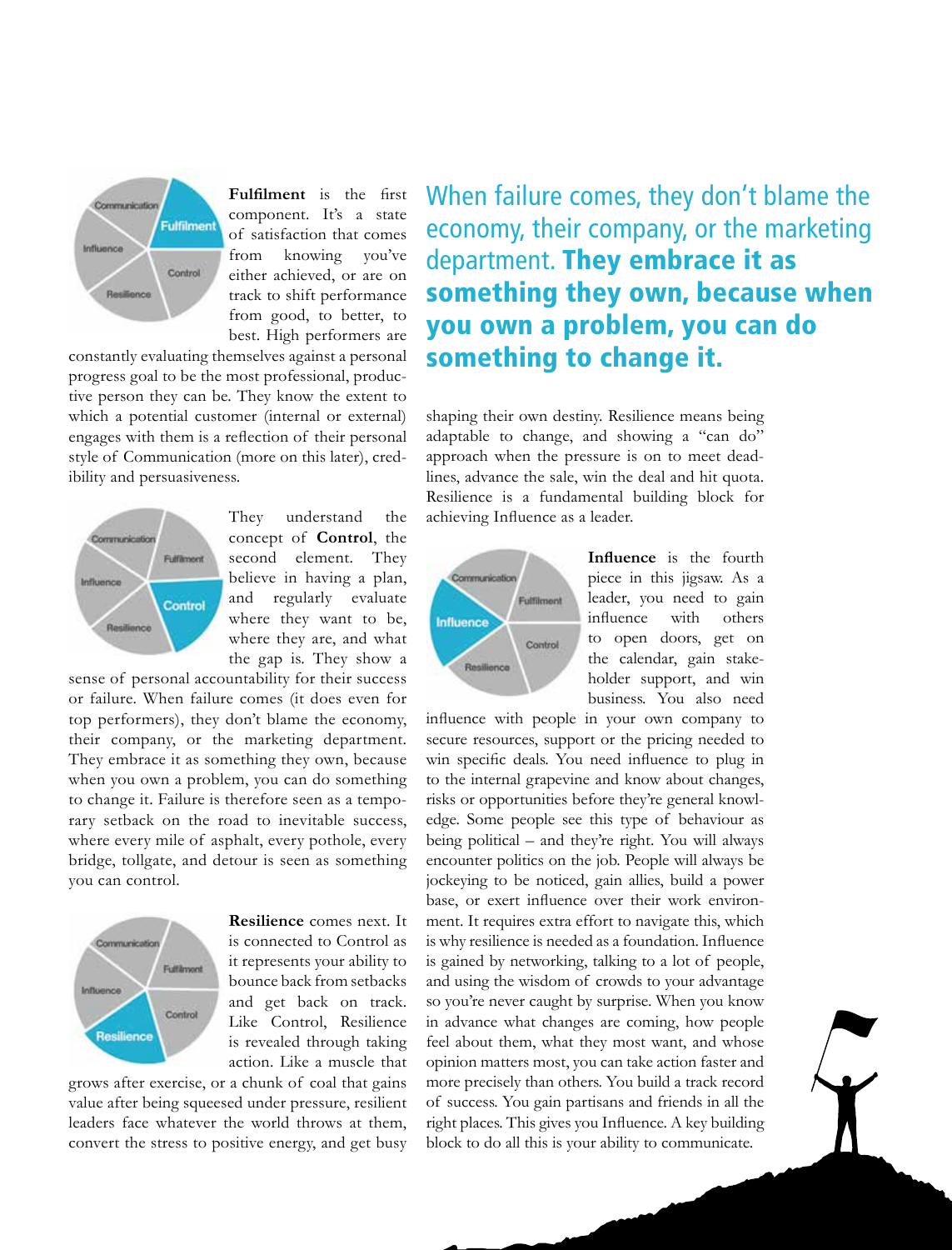**Fulfilment** is the first component. It's a state of satisfaction that comes from knowing you've either achieved, or are on track to shift performance from good, to better, to best. High performers are constantly evaluating themselves against a personal progress goal to be the most professional, productive person they can be. They know the extent to which a potential customer (internal or external) engages with them is a reflection of their personal style of Communication (more on this later), credibility and persuasiveness.

They understand the concept of **Control**, the second element. They believe in having a plan, and regularly evaluate where they want to be, where they are, and what the gap is. They show a sense of personal accountability for their success or failure. When failure comes (it does even for top performers), they don't blame the economy, their company, or the marketing department. They embrace it as something they own, because when you own a problem, you can do something to change it. Failure is therefore seen as a temporary setback on the road to inevitable success, where every mile of asphalt, every pothole, every bridge, tollgate, and detour is seen as something you can control.

**Resilience** comes next. It is connected to Control as it represents your ability to bounce back from setbacks and get back on track. Like Control, Resilience is revealed through taking action. Like a muscle that grows after exercise, or a chunk of coal that gains value after being squeezed under pressure, resilient leaders face whatever the world throws at them, convert the stress to positive energy, and get busy shaping their own destiny. Resilience means being adaptable to change, and showing a "can do" approach when the pressure is on to meet deadlines, advance the sale, win the deal and hit quota. Resilience is a fundamental building block for achieving Influence as a leader.

> When failure comes, they don't blame the economy, their company, or the marketing department. **They embrace it as something they own, because when you own a problem, you can do something to change it.**

**Influence** is the fourth piece in this jigsaw. As a leader, you need to gain influence with others to open doors, get on the calendar, gain stakeholder support, and win business. You also need influence with people in your own company to secure resources, support or the pricing needed to win specific deals. You need influence to plug in to the internal grapevine and know about changes, risks or opportunities before they're general knowledge. Some people see this type of behaviour as being political – and they're right. You will always encounter politics on the job. People will always be jockeying to be noticed, gain allies, build a power base, or exert influence over their work environment. It requires extra effort to navigate this, which is why resilience is needed as a foundation. Influence is gained by networking, talking to a lot of people, and using the wisdom of crowds to your advantage so you're never caught by surprise. When you know in advance what changes are coming, how people feel about them, what they most want, and whose opinion matters most, you can take action faster and more precisely than others. You build a track record of success. You gain partisans and friends in all the right places. This gives you Influence. A key building block to do all this is your ability to communicate.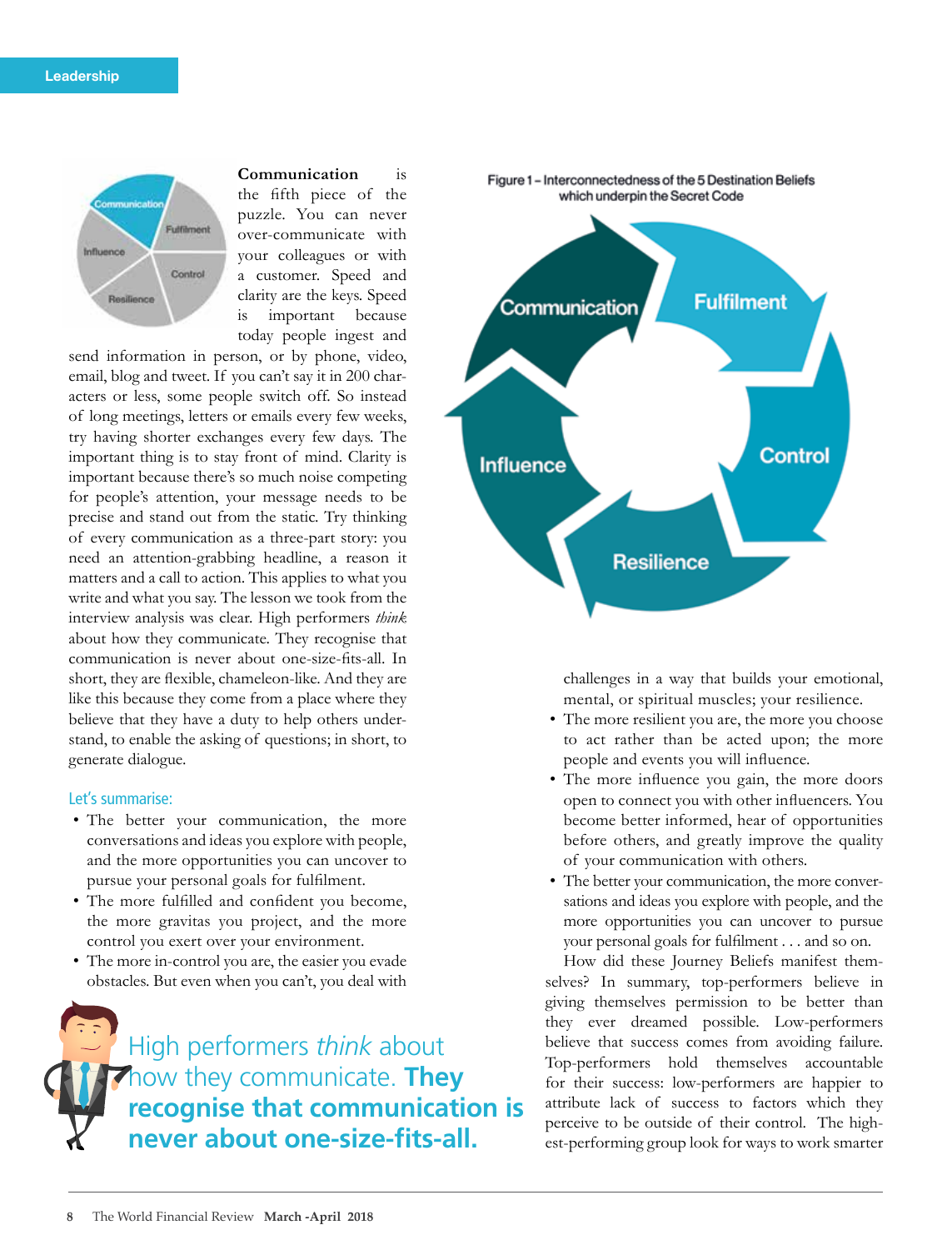**Communication** is the fifth piece of the puzzle. You can never over-communicate with your colleagues or with a customer. Speed and clarity are the keys. Speed is important because today people ingest and send information in person, or by phone, video, email, blog and tweet. If you can't say it in 200 characters or less, some people switch off. So instead of long meetings, letters or emails every few weeks, try having shorter exchanges every few days. The important thing is to stay front of mind. Clarity is important because there's so much noise competing for people's attention, your message needs to be precise and stand out from the static. Try thinking of every communication as a three-part story: you need an attention-grabbing headline, a reason it matters and a call to action. This applies to what you write and what you say. The lesson we took from the interview analysis was clear. High performers *think* about how they communicate. They recognise that communication is never about one-size-fits-all. In short, they are flexible, chameleon-like. And they are like this because they come from a place where they believe that they have a duty to help others understand, to enable the asking of questions; in short, to generate dialogue.

### Let's summarise:

- The better your communication, the more conversations and ideas you explore with people, and the more opportunities you can uncover to pursue your personal goals for fulfilment.
- The more fulfilled and confident you become, the more gravitas you project, and the more control you exert over your environment.
- The more in-control you are, the easier you evade obstacles. But even when you can't, you deal with challenges in a way that builds your emotional, mental, or spiritual muscles; your resilience.
- The more resilient you are, the more you choose to act rather than be acted upon; the more people and events you will influence.
- The more influence you gain, the more doors open to connect you with other influencers. You become better informed, hear of opportunities before others, and greatly improve the quality of your communication with others.
- The better your communication, the more conversations and ideas you explore with people, and the more opportunities you can uncover to pursue your personal goals for fulfilment . . . and so on.

> High performers *think* about how they communicate. **They recognise that communication is never about one-size-fits-all.**

Figure 1 – Interconnectedness of the 5 Destination Beliefs which underpin the Secret Code

How did these Journey Beliefs manifest themselves? In summary, top-performers believe in giving themselves permission to be better than they ever dreamed possible. Low-performers believe that success comes from avoiding failure. Top-performers hold themselves accountable for their success: low-performers are happier to attribute lack of success to factors which they perceive to be outside of their control. The highest-performing group look for ways to work smarter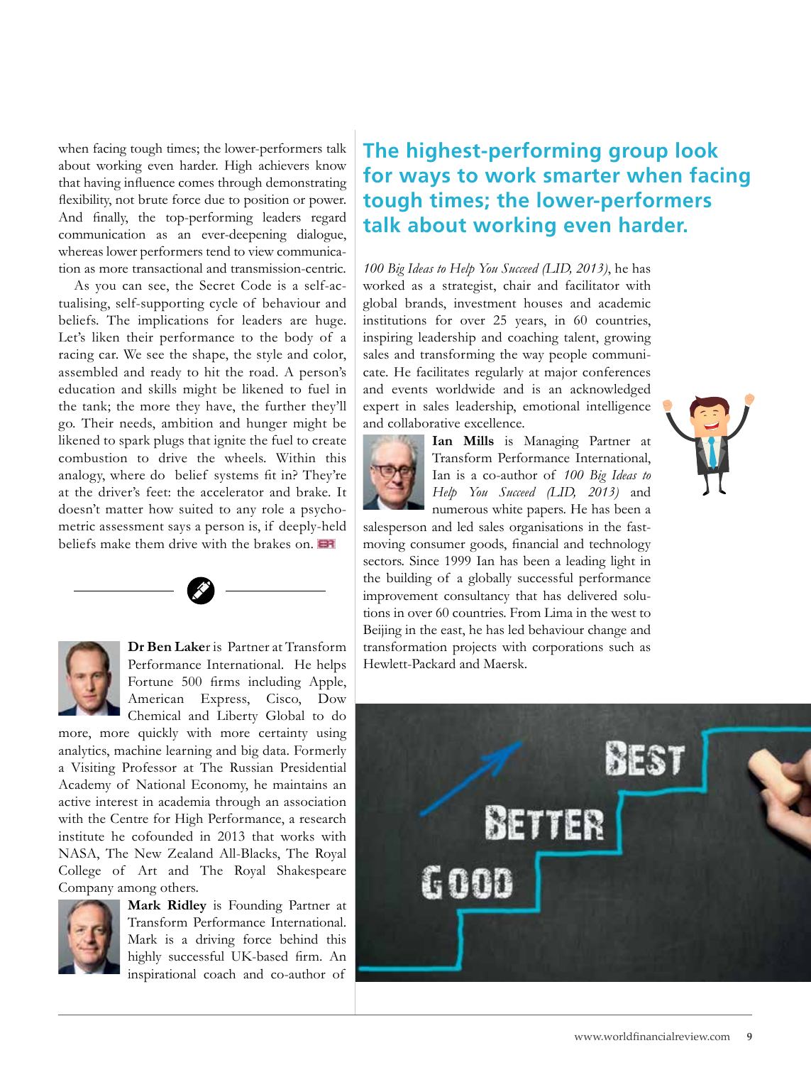when facing tough times; the lower-performers talk about working even harder. High achievers know that having influence comes through demonstrating flexibility, not brute force due to position or power. And finally, the top-performing leaders regard communication as an ever-deepening dialogue, whereas lower performers tend to view communication as more transactional and transmission-centric.

As you can see, the Secret Code is a self-actualising, self-supporting cycle of behaviour and beliefs. The implications for leaders are huge. Let's liken their performance to the body of a racing car. We see the shape, the style and color, assembled and ready to hit the road. A person's education and skills might be likened to fuel in the tank; the more they have, the further they'll go. Their needs, ambition and hunger might be likened to spark plugs that ignite the fuel to create combustion to drive the wheels. Within this analogy, where do belief systems fit in? They're at the driver's feet: the accelerator and brake. It doesn't matter how suited to any role a psychometric assessment says a person is, if deeply-held beliefs make them drive with the brakes on.

---

**Dr Ben Laker** is Partner at Transform Performance International. He helps Fortune 500 firms including Apple, American Express, Cisco, Dow Chemical and Liberty Global to do more, more quickly with more certainty using analytics, machine learning and big data. Formerly a Visiting Professor at The Russian Presidential Academy of National Economy, he maintains an active interest in academia through an association with the Centre for High Performance, a research institute he cofounded in 2013 that works with NASA, The New Zealand All-Blacks, The Royal College of Art and The Royal Shakespeare Company among others.

**Mark Ridley** is Founding Partner at Transform Performance International. Mark is a driving force behind this highly successful UK-based firm. An inspirational coach and co-author of *100 Big Ideas to Help You Succeed (LID, 2013)*, he has worked as a strategist, chair and facilitator with global brands, investment houses and academic institutions for over 25 years, in 60 countries, inspiring leadership and coaching talent, growing sales and transforming the way people communicate. He facilitates regularly at major conferences and events worldwide and is an acknowledged expert in sales leadership, emotional intelligence and collaborative excellence.

**Ian Mills** is Managing Partner at Transform Performance International, Ian is a co-author of *100 Big Ideas to Help You Succeed (LID, 2013)* and numerous white papers. He has been a salesperson and led sales organisations in the fast-moving consumer goods, financial and technology sectors. Since 1999 Ian has been a leading light in the building of a globally successful performance improvement consultancy that has delivered solutions in over 60 countries. From Lima in the west to Beijing in the east, he has led behaviour change and transformation projects with corporations such as Hewlett-Packard and Maersk.

## The highest-performing group look for ways to work smarter when facing tough times; the lower-performers talk about working even harder.